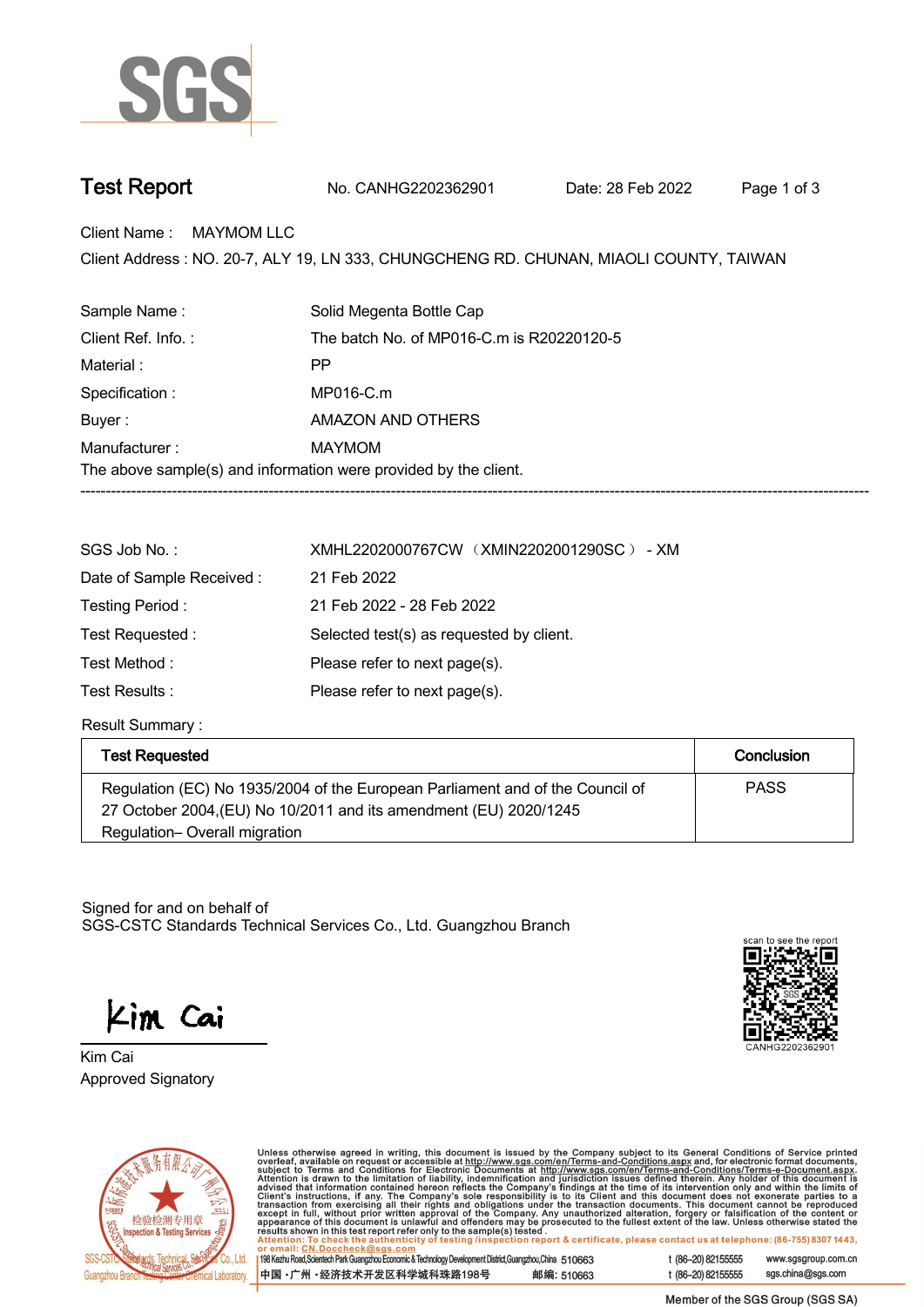# Test Report

No. CANHG2202362901　　Date: 28 Feb 2022

Client Name : MAYMOM LLC

Client Address : NO. 20-7, ALY 19, LN 333, CHUNGCHENG RD. CHUNAN, MIAOLI COUNTY, TAIWAN

| | |
|---|---|
| Sample Name : | Solid Megenta Bottle Cap |
| Client Ref. Info. : | The batch No. of MP016-C.m is R20220120-5 |
| Material : | PP |
| Specification : | MP016-C.m |
| Buyer : | AMAZON AND OTHERS |
| Manufacturer : | MAYMOM |

The above sample(s) and information were provided by the client.

---

| | |
|---|---|
| SGS Job No. : | XMHL2202000767CW （XMIN2202001290SC） - XM |
| Date of Sample Received : | 21 Feb 2022 |
| Testing Period : | 21 Feb 2022 - 28 Feb 2022 |
| Test Requested : | Selected test(s) as requested by client. |
| Test Method : | Please refer to next page(s). |
| Test Results : | Please refer to next page(s). |

Result Summary :

| Test Requested | Conclusion |
|---|---|
| Regulation (EC) No 1935/2004 of the European Parliament and of the Council of 27 October 2004,(EU) No 10/2011 and its amendment (EU) 2020/1245 Regulation– Overall migration | PASS |

Signed for and on behalf of
SGS-CSTC Standards Technical Services Co., Ltd. Guangzhou Branch

scan to see the report
CANHG2202362901

Kim Cai
Approved Signatory

Unless otherwise agreed in writing, this document is issued by the Company subject to its General Conditions of Service printed overleaf, available on request or accessible at http://www.sgs.com/en/Terms-and-Conditions.aspx and, for electronic format documents, subject to Terms and Conditions for Electronic Documents at http://www.sgs.com/en/Terms-and-Conditions/Terms-e-Document.aspx. Attention is drawn to the limitation of liability, indemnification and jurisdiction issues defined therein. Any holder of this document is advised that information contained hereon reflects the Company's findings at the time of its intervention only and within the limits of Client's instructions, if any. The Company's sole responsibility is to its Client and this document does not exonerate parties to a transaction from exercising all their rights and obligations under the transaction documents. This document cannot be reproduced except in full, without prior written approval of the Company. Any unauthorized alteration, forgery or falsification of the content or appearance of this document is unlawful and offenders may be prosecuted to the fullest extent of the law. Unless otherwise stated the results shown in this test report refer only to the sample(s) tested.
Attention: To check the authenticity of testing /inspection report & certificate, please contact us at telephone: (86-755) 8307 1443, or email: CN.Doccheck@sgs.com

SGS-CSTC Standards Technical Services Co., Ltd. Guangzhou Branch Testing Center Chemical Laboratory.

198 Kezhu Road,Scientech Park Guangzhou Economic & Technology Development District,Guangzhou,China 510663　t (86–20) 82155555　www.sgsgroup.com.cn
中国・广州・经济技术开发区科学城科珠路198号　邮编: 510663　t (86–20) 82155555　sgs.china@sgs.com

Member of the SGS Group (SGS SA)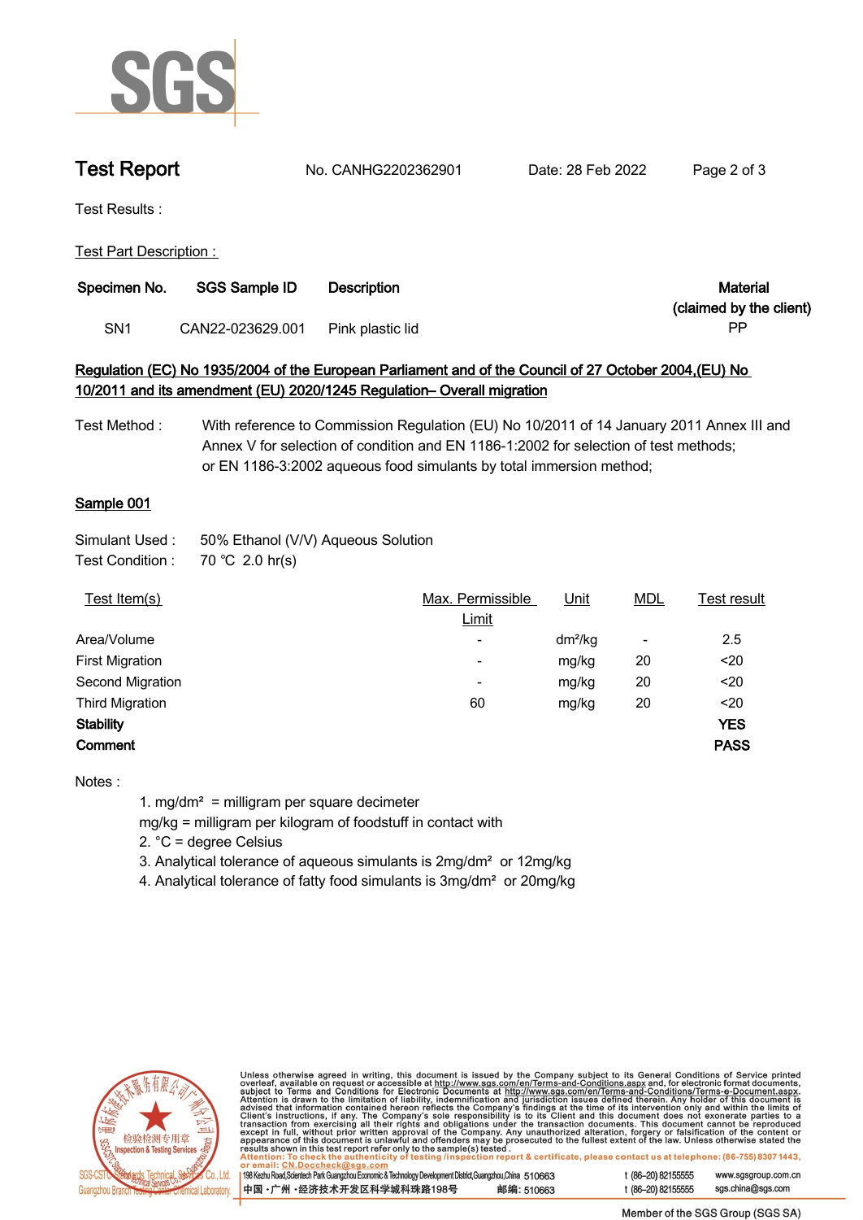# Test Report

No. CANHG2202362901 Date: 28 Feb 2022

Test Results :

Test Part Description :

| Specimen No. | SGS Sample ID | Description | Material (claimed by the client) |
|---|---|---|---|
| SN1 | CAN22-023629.001 | Pink plastic lid | PP |

**Regulation (EC) No 1935/2004 of the European Parliament and of the Council of 27 October 2004,(EU) No 10/2011 and its amendment (EU) 2020/1245 Regulation– Overall migration**

Test Method : With reference to Commission Regulation (EU) No 10/2011 of 14 January 2011 Annex III and Annex V for selection of condition and EN 1186-1:2002 for selection of test methods; or EN 1186-3:2002 aqueous food simulants by total immersion method;

**Sample 001**

Simulant Used : 50% Ethanol (V/V) Aqueous Solution

Test Condition : 70 ℃ 2.0 hr(s)

| Test Item(s) | Max. Permissible Limit | Unit | MDL | Test result |
|---|---|---|---|---|
| Area/Volume | - | $dm^2/kg$ | - | 2.5 |
| First Migration | - | mg/kg | 20 | <20 |
| Second Migration | - | mg/kg | 20 | <20 |
| Third Migration | 60 | mg/kg | 20 | <20 |
| **Stability** | | | | **YES** |
| **Comment** | | | | **PASS** |

Notes :

1. $mg/dm^2$ = milligram per square decimeter
   mg/kg = milligram per kilogram of foodstuff in contact with
2. °C = degree Celsius
3. Analytical tolerance of aqueous simulants is $2mg/dm^2$ or 12mg/kg
4. Analytical tolerance of fatty food simulants is $3mg/dm^2$ or 20mg/kg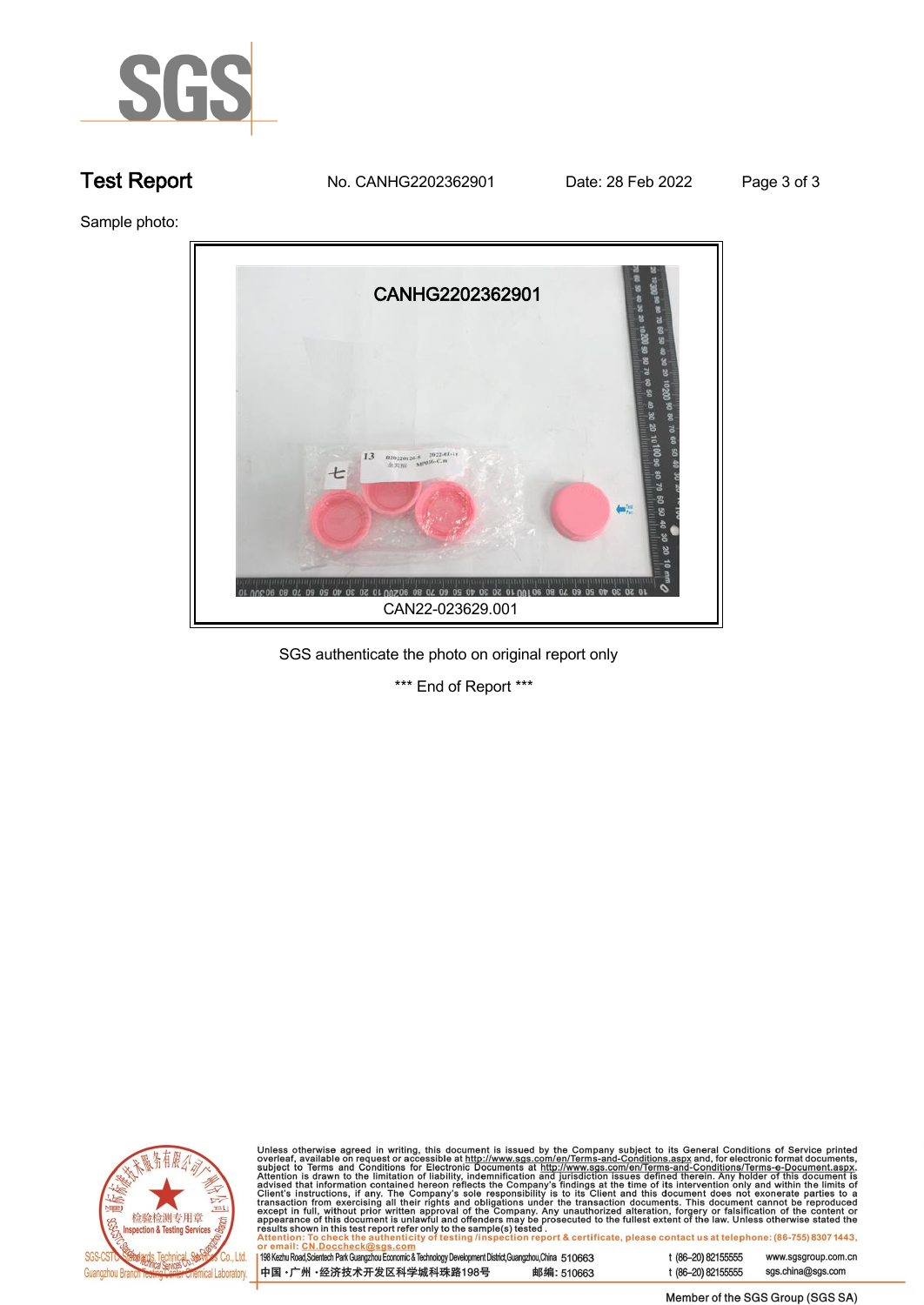# Test Report

No. CANHG2202362901　　Date: 28 Feb 2022

Sample photo:

CANHG2202362901

CAN22-023629.001

SGS authenticate the photo on original report only

*** End of Report ***

Unless otherwise agreed in writing, this document is issued by the Company subject to its General Conditions of Service printed overleaf, available on request or accessible at http://www.sgs.com/en/Terms-and-Conditions.aspx and, for electronic format documents, subject to Terms and Conditions for Electronic Documents at http://www.sgs.com/en/Terms-and-Conditions/Terms-e-Document.aspx. Attention is drawn to the limitation of liability, indemnification and jurisdiction issues defined therein. Any holder of this document is advised that information contained hereon reflects the Company's findings at the time of its intervention only and within the limits of Client's instructions, if any. The Company's sole responsibility is to its Client and this document does not exonerate parties to a transaction from exercising all their rights and obligations under the transaction documents. This document cannot be reproduced except in full, without prior written approval of the Company. Any unauthorized alteration, forgery or falsification of the content or appearance of this document is unlawful and offenders may be prosecuted to the fullest extent of the law. Unless otherwise stated the results shown in this test report refer only to the sample(s) tested.

Attention: To check the authenticity of testing /inspection report & certificate, please contact us at telephone: (86-755) 8307 1443, or email: CN.Doccheck@sgs.com

SGS-CSTC Standards Technical Services Co., Ltd. Guangzhou Branch Testing Center Chemical Laboratory.

198 Kezhu Road,Scientech Park Guangzhou Economic & Technology Development District,Guangzhou,China 510663　t (86–20) 82155555　www.sgsgroup.com.cn

中国 ·广州 ·经济技术开发区科学城科珠路198号　邮编: 510663　t (86–20) 82155555　sgs.china@sgs.com

Member of the SGS Group (SGS SA)